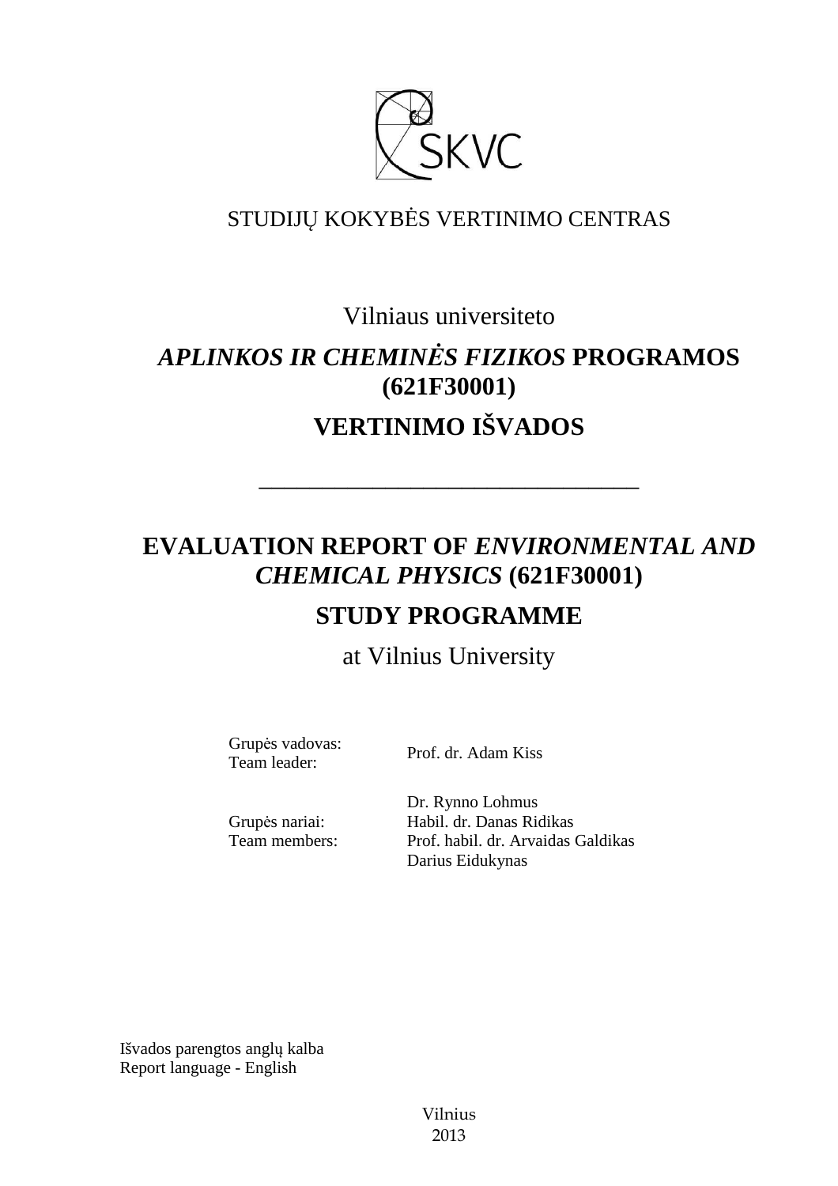SKVC

STUDIJŲ KOKYBĖS VERTINIMO CENTRAS

Vilniaus universiteto

# *APLINKOS IR CHEMINĖS FIZIKOS* PROGRAMOS (621F30001)

# VERTINIMO IŠVADOS

---

# EVALUATION REPORT OF *ENVIRONMENTAL AND CHEMICAL PHYSICS* (621F30001)

# STUDY PROGRAMME

at Vilnius University

| | |
|---|---|
| Grupės vadovas:<br>Team leader: | Prof. dr. Adam Kiss |
| Grupės nariai:<br>Team members: | Dr. Rynno Lohmus<br>Habil. dr. Danas Ridikas<br>Prof. habil. dr. Arvaidas Galdikas<br>Darius Eidukynas |

Išvados parengtos anglų kalba
Report language - English

Vilnius
2013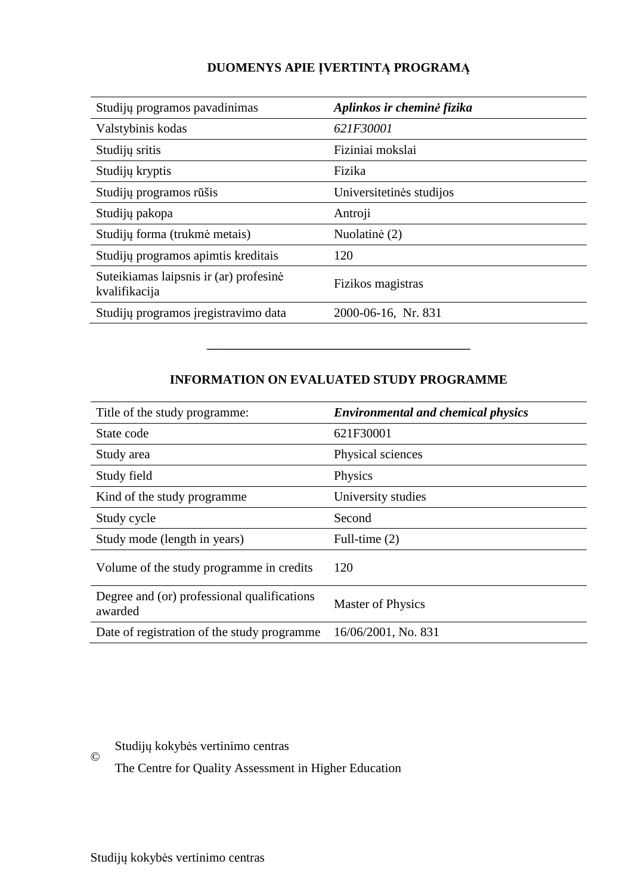## DUOMENYS APIE ĮVERTINTĄ PROGRAMĄ

| | |
|---|---|
| Studijų programos pavadinimas | ***Aplinkos ir cheminė fizika*** |
| Valstybinis kodas | *621F30001* |
| Studijų sritis | Fiziniai mokslai |
| Studijų kryptis | Fizika |
| Studijų programos rūšis | Universitetinės studijos |
| Studijų pakopa | Antroji |
| Studijų forma (trukmė metais) | Nuolatinė (2) |
| Studijų programos apimtis kreditais | 120 |
| Suteikiamas laipsnis ir (ar) profesinė kvalifikacija | Fizikos magistras |
| Studijų programos įregistravimo data | 2000-06-16, Nr. 831 |

---

## INFORMATION ON EVALUATED STUDY PROGRAMME

| | |
|---|---|
| Title of the study programme: | ***Environmental and chemical physics*** |
| State code | 621F30001 |
| Study area | Physical sciences |
| Study field | Physics |
| Kind of the study programme | University studies |
| Study cycle | Second |
| Study mode (length in years) | Full-time (2) |
| Volume of the study programme in credits | 120 |
| Degree and (or) professional qualifications awarded | Master of Physics |
| Date of registration of the study programme | 16/06/2001, No. 831 |

© Studijų kokybės vertinimo centras
The Centre for Quality Assessment in Higher Education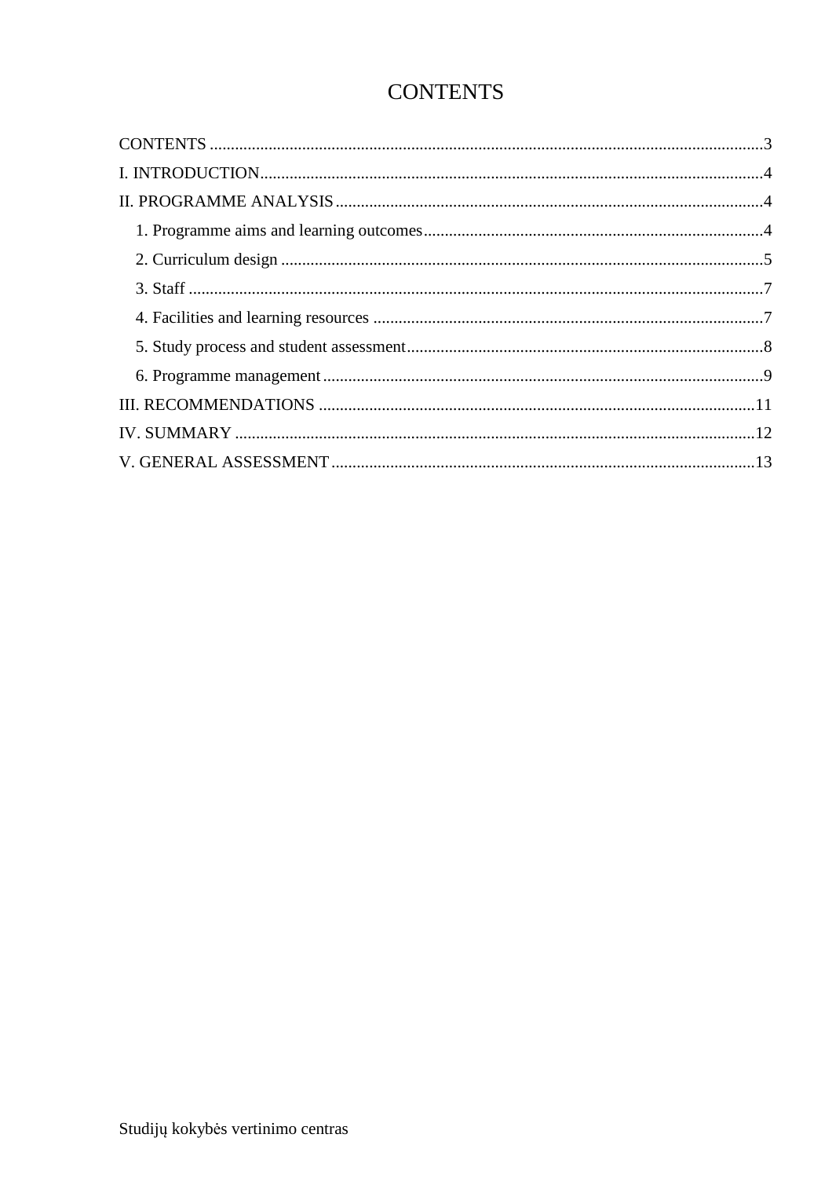# CONTENTS

CONTENTS ..................................................................................................................................3

I. INTRODUCTION.......................................................................................................................4

II. PROGRAMME ANALYSIS.....................................................................................................4

1. Programme aims and learning outcomes................................................................................4
2. Curriculum design ..................................................................................................................5
3. Staff ........................................................................................................................................7
4. Facilities and learning resources ............................................................................................7
5. Study process and student assessment....................................................................................8
6. Programme management........................................................................................................9

III. RECOMMENDATIONS .......................................................................................................11

IV. SUMMARY ...........................................................................................................................12

V. GENERAL ASSESSMENT ....................................................................................................13

Studijų kokybės vertinimo centras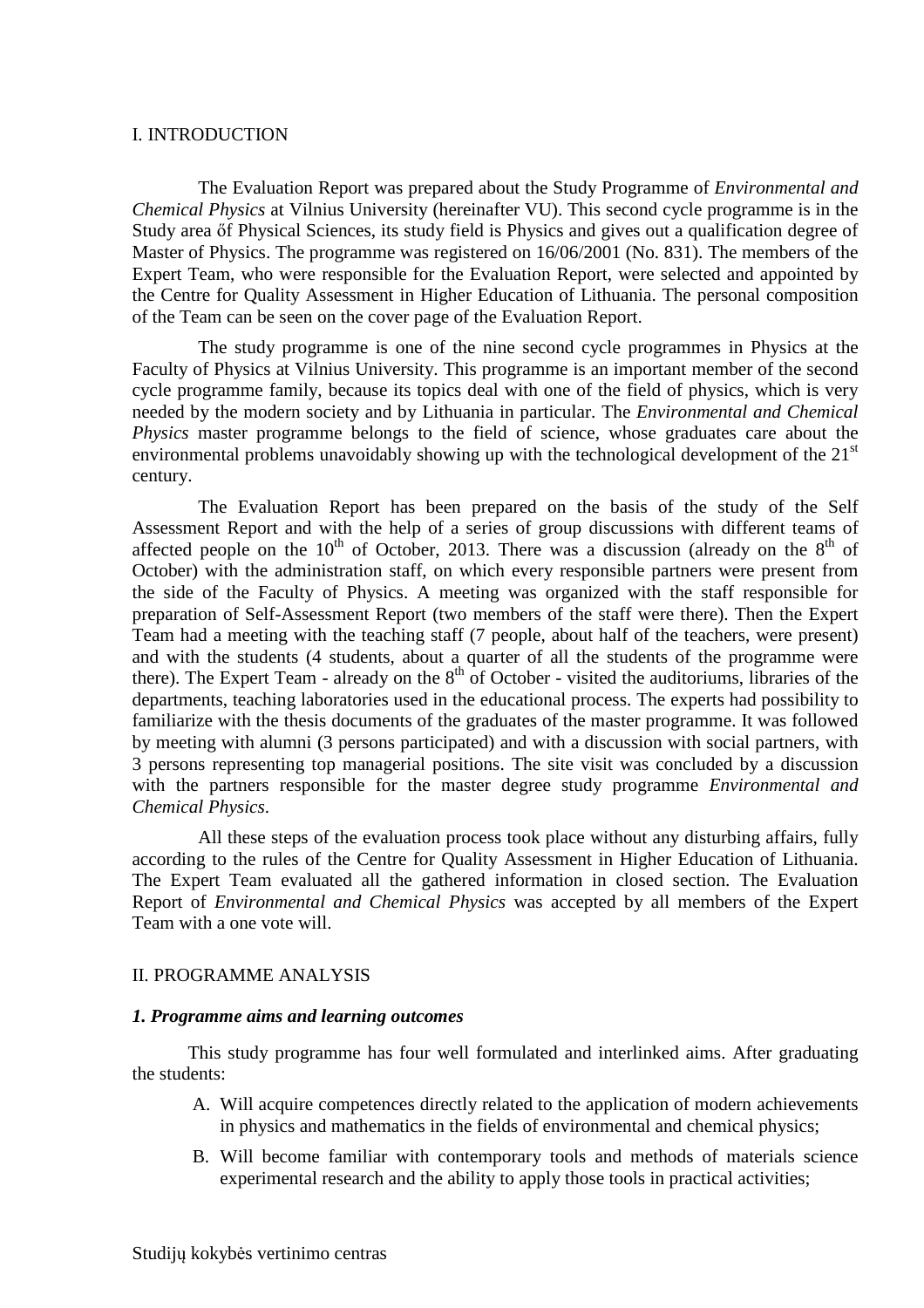# I. INTRODUCTION

The Evaluation Report was prepared about the Study Programme of *Environmental and Chemical Physics* at Vilnius University (hereinafter VU). This second cycle programme is in the Study area őf Physical Sciences, its study field is Physics and gives out a qualification degree of Master of Physics. The programme was registered on 16/06/2001 (No. 831). The members of the Expert Team, who were responsible for the Evaluation Report, were selected and appointed by the Centre for Quality Assessment in Higher Education of Lithuania. The personal composition of the Team can be seen on the cover page of the Evaluation Report.

The study programme is one of the nine second cycle programmes in Physics at the Faculty of Physics at Vilnius University. This programme is an important member of the second cycle programme family, because its topics deal with one of the field of physics, which is very needed by the modern society and by Lithuania in particular. The *Environmental and Chemical Physics* master programme belongs to the field of science, whose graduates care about the environmental problems unavoidably showing up with the technological development of the 21st century.

The Evaluation Report has been prepared on the basis of the study of the Self Assessment Report and with the help of a series of group discussions with different teams of affected people on the 10th of October, 2013. There was a discussion (already on the 8th of October) with the administration staff, on which every responsible partners were present from the side of the Faculty of Physics. A meeting was organized with the staff responsible for preparation of Self-Assessment Report (two members of the staff were there). Then the Expert Team had a meeting with the teaching staff (7 people, about half of the teachers, were present) and with the students (4 students, about a quarter of all the students of the programme were there). The Expert Team - already on the 8th of October - visited the auditoriums, libraries of the departments, teaching laboratories used in the educational process. The experts had possibility to familiarize with the thesis documents of the graduates of the master programme. It was followed by meeting with alumni (3 persons participated) and with a discussion with social partners, with 3 persons representing top managerial positions. The site visit was concluded by a discussion with the partners responsible for the master degree study programme *Environmental and Chemical Physics*.

All these steps of the evaluation process took place without any disturbing affairs, fully according to the rules of the Centre for Quality Assessment in Higher Education of Lithuania. The Expert Team evaluated all the gathered information in closed section. The Evaluation Report of *Environmental and Chemical Physics* was accepted by all members of the Expert Team with a one vote will.

# II. PROGRAMME ANALYSIS

### *1. Programme aims and learning outcomes*

This study programme has four well formulated and interlinked aims. After graduating the students:

A. Will acquire competences directly related to the application of modern achievements in physics and mathematics in the fields of environmental and chemical physics;

B. Will become familiar with contemporary tools and methods of materials science experimental research and the ability to apply those tools in practical activities;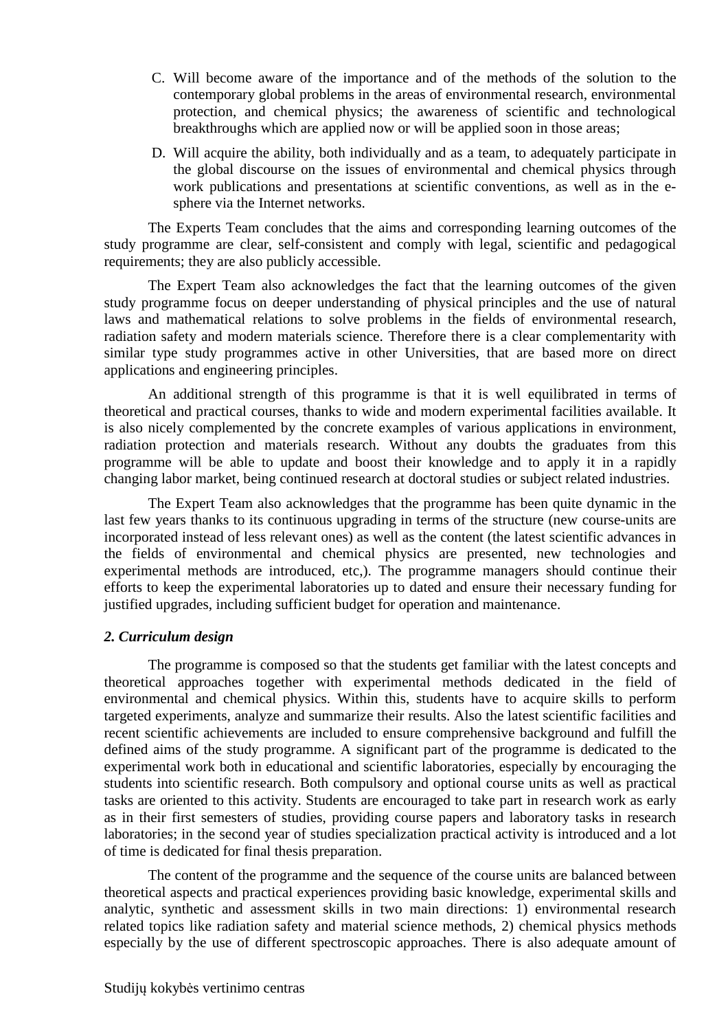C. Will become aware of the importance and of the methods of the solution to the contemporary global problems in the areas of environmental research, environmental protection, and chemical physics; the awareness of scientific and technological breakthroughs which are applied now or will be applied soon in those areas;

D. Will acquire the ability, both individually and as a team, to adequately participate in the global discourse on the issues of environmental and chemical physics through work publications and presentations at scientific conventions, as well as in the e-sphere via the Internet networks.

The Experts Team concludes that the aims and corresponding learning outcomes of the study programme are clear, self-consistent and comply with legal, scientific and pedagogical requirements; they are also publicly accessible.

The Expert Team also acknowledges the fact that the learning outcomes of the given study programme focus on deeper understanding of physical principles and the use of natural laws and mathematical relations to solve problems in the fields of environmental research, radiation safety and modern materials science. Therefore there is a clear complementarity with similar type study programmes active in other Universities, that are based more on direct applications and engineering principles.

An additional strength of this programme is that it is well equilibrated in terms of theoretical and practical courses, thanks to wide and modern experimental facilities available. It is also nicely complemented by the concrete examples of various applications in environment, radiation protection and materials research. Without any doubts the graduates from this programme will be able to update and boost their knowledge and to apply it in a rapidly changing labor market, being continued research at doctoral studies or subject related industries.

The Expert Team also acknowledges that the programme has been quite dynamic in the last few years thanks to its continuous upgrading in terms of the structure (new course-units are incorporated instead of less relevant ones) as well as the content (the latest scientific advances in the fields of environmental and chemical physics are presented, new technologies and experimental methods are introduced, etc,). The programme managers should continue their efforts to keep the experimental laboratories up to dated and ensure their necessary funding for justified upgrades, including sufficient budget for operation and maintenance.

***2. Curriculum design***

The programme is composed so that the students get familiar with the latest concepts and theoretical approaches together with experimental methods dedicated in the field of environmental and chemical physics. Within this, students have to acquire skills to perform targeted experiments, analyze and summarize their results. Also the latest scientific facilities and recent scientific achievements are included to ensure comprehensive background and fulfill the defined aims of the study programme. A significant part of the programme is dedicated to the experimental work both in educational and scientific laboratories, especially by encouraging the students into scientific research. Both compulsory and optional course units as well as practical tasks are oriented to this activity. Students are encouraged to take part in research work as early as in their first semesters of studies, providing course papers and laboratory tasks in research laboratories; in the second year of studies specialization practical activity is introduced and a lot of time is dedicated for final thesis preparation.

The content of the programme and the sequence of the course units are balanced between theoretical aspects and practical experiences providing basic knowledge, experimental skills and analytic, synthetic and assessment skills in two main directions: 1) environmental research related topics like radiation safety and material science methods, 2) chemical physics methods especially by the use of different spectroscopic approaches. There is also adequate amount of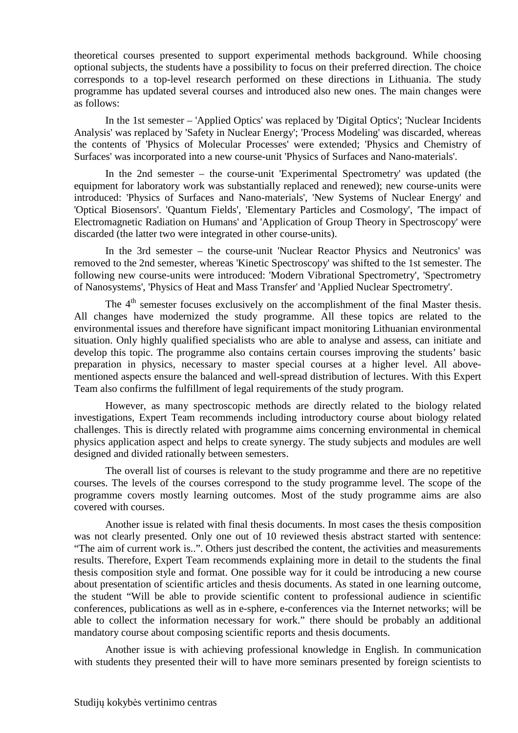theoretical courses presented to support experimental methods background. While choosing optional subjects, the students have a possibility to focus on their preferred direction. The choice corresponds to a top-level research performed on these directions in Lithuania. The study programme has updated several courses and introduced also new ones. The main changes were as follows:

In the 1st semester – 'Applied Optics' was replaced by 'Digital Optics'; 'Nuclear Incidents Analysis' was replaced by 'Safety in Nuclear Energy'; 'Process Modeling' was discarded, whereas the contents of 'Physics of Molecular Processes' were extended; 'Physics and Chemistry of Surfaces' was incorporated into a new course-unit 'Physics of Surfaces and Nano-materials'.

In the 2nd semester – the course-unit 'Experimental Spectrometry' was updated (the equipment for laboratory work was substantially replaced and renewed); new course-units were introduced: 'Physics of Surfaces and Nano-materials', 'New Systems of Nuclear Energy' and 'Optical Biosensors'. 'Quantum Fields', 'Elementary Particles and Cosmology', 'The impact of Electromagnetic Radiation on Humans' and 'Application of Group Theory in Spectroscopy' were discarded (the latter two were integrated in other course-units).

In the 3rd semester – the course-unit 'Nuclear Reactor Physics and Neutronics' was removed to the 2nd semester, whereas 'Kinetic Spectroscopy' was shifted to the 1st semester. The following new course-units were introduced: 'Modern Vibrational Spectrometry', 'Spectrometry of Nanosystems', 'Physics of Heat and Mass Transfer' and 'Applied Nuclear Spectrometry'.

The 4$^{th}$ semester focuses exclusively on the accomplishment of the final Master thesis. All changes have modernized the study programme. All these topics are related to the environmental issues and therefore have significant impact monitoring Lithuanian environmental situation. Only highly qualified specialists who are able to analyse and assess, can initiate and develop this topic. The programme also contains certain courses improving the students' basic preparation in physics, necessary to master special courses at a higher level. All above-mentioned aspects ensure the balanced and well-spread distribution of lectures. With this Expert Team also confirms the fulfillment of legal requirements of the study program.

However, as many spectroscopic methods are directly related to the biology related investigations, Expert Team recommends including introductory course about biology related challenges. This is directly related with programme aims concerning environmental in chemical physics application aspect and helps to create synergy. The study subjects and modules are well designed and divided rationally between semesters.

The overall list of courses is relevant to the study programme and there are no repetitive courses. The levels of the courses correspond to the study programme level. The scope of the programme covers mostly learning outcomes. Most of the study programme aims are also covered with courses.

Another issue is related with final thesis documents. In most cases the thesis composition was not clearly presented. Only one out of 10 reviewed thesis abstract started with sentence: "The aim of current work is..". Others just described the content, the activities and measurements results. Therefore, Expert Team recommends explaining more in detail to the students the final thesis composition style and format. One possible way for it could be introducing a new course about presentation of scientific articles and thesis documents. As stated in one learning outcome, the student "Will be able to provide scientific content to professional audience in scientific conferences, publications as well as in e-sphere, e-conferences via the Internet networks; will be able to collect the information necessary for work." there should be probably an additional mandatory course about composing scientific reports and thesis documents.

Another issue is with achieving professional knowledge in English. In communication with students they presented their will to have more seminars presented by foreign scientists to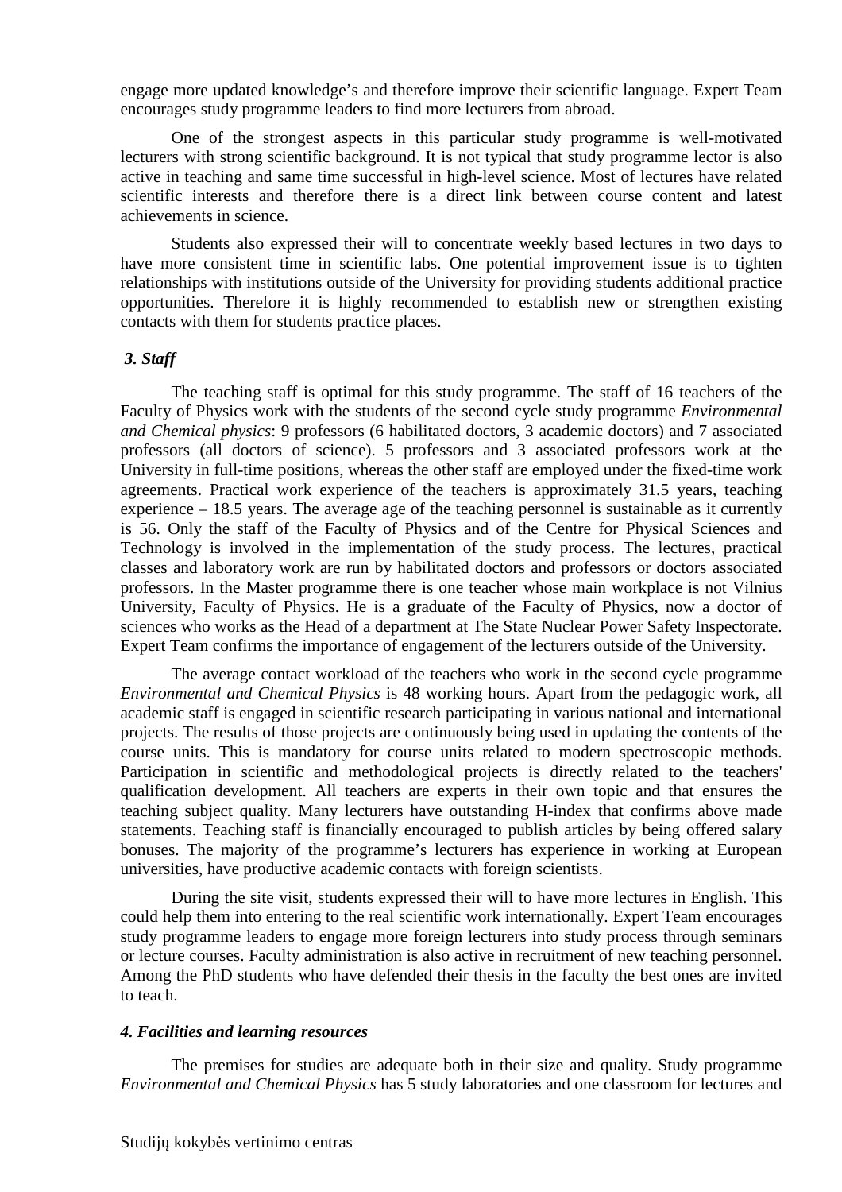engage more updated knowledge's and therefore improve their scientific language. Expert Team encourages study programme leaders to find more lecturers from abroad.

One of the strongest aspects in this particular study programme is well-motivated lecturers with strong scientific background. It is not typical that study programme lector is also active in teaching and same time successful in high-level science. Most of lectures have related scientific interests and therefore there is a direct link between course content and latest achievements in science.

Students also expressed their will to concentrate weekly based lectures in two days to have more consistent time in scientific labs. One potential improvement issue is to tighten relationships with institutions outside of the University for providing students additional practice opportunities. Therefore it is highly recommended to establish new or strengthen existing contacts with them for students practice places.

### *3. Staff*

The teaching staff is optimal for this study programme. The staff of 16 teachers of the Faculty of Physics work with the students of the second cycle study programme *Environmental and Chemical physics*: 9 professors (6 habilitated doctors, 3 academic doctors) and 7 associated professors (all doctors of science). 5 professors and 3 associated professors work at the University in full-time positions, whereas the other staff are employed under the fixed-time work agreements. Practical work experience of the teachers is approximately 31.5 years, teaching experience – 18.5 years. The average age of the teaching personnel is sustainable as it currently is 56. Only the staff of the Faculty of Physics and of the Centre for Physical Sciences and Technology is involved in the implementation of the study process. The lectures, practical classes and laboratory work are run by habilitated doctors and professors or doctors associated professors. In the Master programme there is one teacher whose main workplace is not Vilnius University, Faculty of Physics. He is a graduate of the Faculty of Physics, now a doctor of sciences who works as the Head of a department at The State Nuclear Power Safety Inspectorate. Expert Team confirms the importance of engagement of the lecturers outside of the University.

The average contact workload of the teachers who work in the second cycle programme *Environmental and Chemical Physics* is 48 working hours. Apart from the pedagogic work, all academic staff is engaged in scientific research participating in various national and international projects. The results of those projects are continuously being used in updating the contents of the course units. This is mandatory for course units related to modern spectroscopic methods. Participation in scientific and methodological projects is directly related to the teachers' qualification development. All teachers are experts in their own topic and that ensures the teaching subject quality. Many lecturers have outstanding H-index that confirms above made statements. Teaching staff is financially encouraged to publish articles by being offered salary bonuses. The majority of the programme's lecturers has experience in working at European universities, have productive academic contacts with foreign scientists.

During the site visit, students expressed their will to have more lectures in English. This could help them into entering to the real scientific work internationally. Expert Team encourages study programme leaders to engage more foreign lecturers into study process through seminars or lecture courses. Faculty administration is also active in recruitment of new teaching personnel. Among the PhD students who have defended their thesis in the faculty the best ones are invited to teach.

### *4. Facilities and learning resources*

The premises for studies are adequate both in their size and quality. Study programme *Environmental and Chemical Physics* has 5 study laboratories and one classroom for lectures and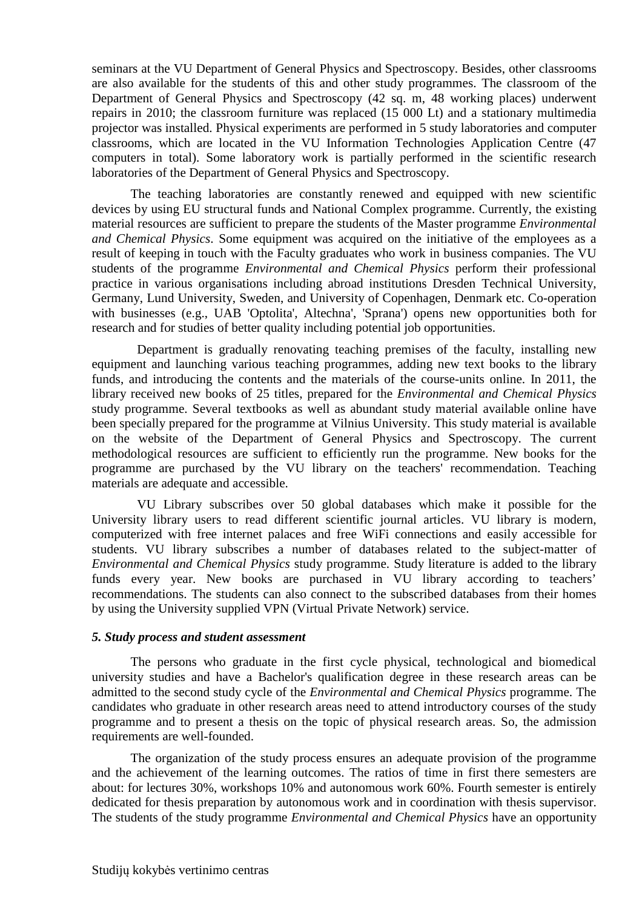seminars at the VU Department of General Physics and Spectroscopy. Besides, other classrooms are also available for the students of this and other study programmes. The classroom of the Department of General Physics and Spectroscopy (42 sq. m, 48 working places) underwent repairs in 2010; the classroom furniture was replaced (15 000 Lt) and a stationary multimedia projector was installed. Physical experiments are performed in 5 study laboratories and computer classrooms, which are located in the VU Information Technologies Application Centre (47 computers in total). Some laboratory work is partially performed in the scientific research laboratories of the Department of General Physics and Spectroscopy.

The teaching laboratories are constantly renewed and equipped with new scientific devices by using EU structural funds and National Complex programme. Currently, the existing material resources are sufficient to prepare the students of the Master programme *Environmental and Chemical Physics*. Some equipment was acquired on the initiative of the employees as a result of keeping in touch with the Faculty graduates who work in business companies. The VU students of the programme *Environmental and Chemical Physics* perform their professional practice in various organisations including abroad institutions Dresden Technical University, Germany, Lund University, Sweden, and University of Copenhagen, Denmark etc. Co-operation with businesses (e.g., UAB 'Optolita', Altechna', 'Sprana') opens new opportunities both for research and for studies of better quality including potential job opportunities.

Department is gradually renovating teaching premises of the faculty, installing new equipment and launching various teaching programmes, adding new text books to the library funds, and introducing the contents and the materials of the course-units online. In 2011, the library received new books of 25 titles, prepared for the *Environmental and Chemical Physics* study programme. Several textbooks as well as abundant study material available online have been specially prepared for the programme at Vilnius University. This study material is available on the website of the Department of General Physics and Spectroscopy. The current methodological resources are sufficient to efficiently run the programme. New books for the programme are purchased by the VU library on the teachers' recommendation. Teaching materials are adequate and accessible.

VU Library subscribes over 50 global databases which make it possible for the University library users to read different scientific journal articles. VU library is modern, computerized with free internet palaces and free WiFi connections and easily accessible for students. VU library subscribes a number of databases related to the subject-matter of *Environmental and Chemical Physics* study programme. Study literature is added to the library funds every year. New books are purchased in VU library according to teachers' recommendations. The students can also connect to the subscribed databases from their homes by using the University supplied VPN (Virtual Private Network) service.

***5. Study process and student assessment***

The persons who graduate in the first cycle physical, technological and biomedical university studies and have a Bachelor's qualification degree in these research areas can be admitted to the second study cycle of the *Environmental and Chemical Physics* programme. The candidates who graduate in other research areas need to attend introductory courses of the study programme and to present a thesis on the topic of physical research areas. So, the admission requirements are well-founded.

The organization of the study process ensures an adequate provision of the programme and the achievement of the learning outcomes. The ratios of time in first there semesters are about: for lectures 30%, workshops 10% and autonomous work 60%. Fourth semester is entirely dedicated for thesis preparation by autonomous work and in coordination with thesis supervisor. The students of the study programme *Environmental and Chemical Physics* have an opportunity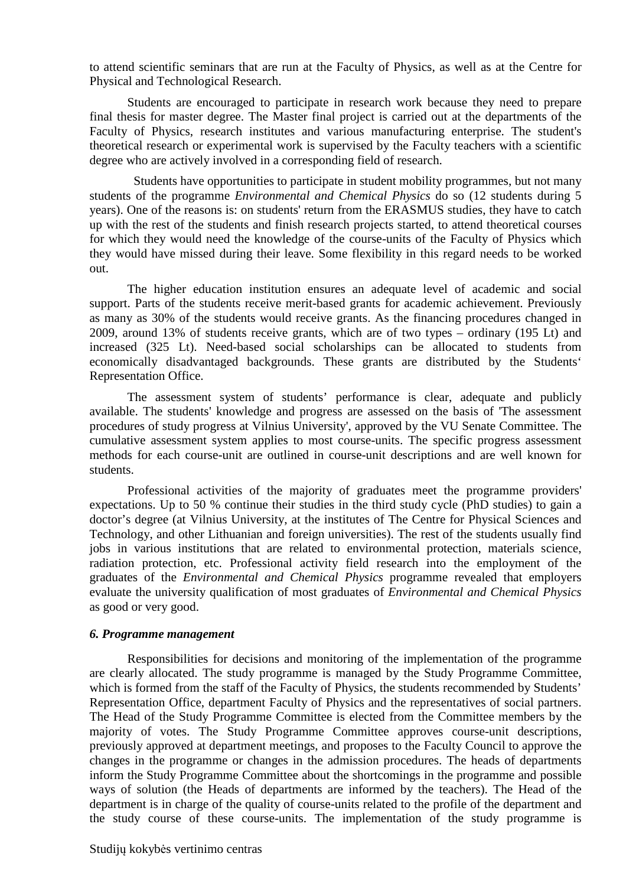to attend scientific seminars that are run at the Faculty of Physics, as well as at the Centre for Physical and Technological Research.

Students are encouraged to participate in research work because they need to prepare final thesis for master degree. The Master final project is carried out at the departments of the Faculty of Physics, research institutes and various manufacturing enterprise. The student's theoretical research or experimental work is supervised by the Faculty teachers with a scientific degree who are actively involved in a corresponding field of research.

Students have opportunities to participate in student mobility programmes, but not many students of the programme *Environmental and Chemical Physics* do so (12 students during 5 years). One of the reasons is: on students' return from the ERASMUS studies, they have to catch up with the rest of the students and finish research projects started, to attend theoretical courses for which they would need the knowledge of the course-units of the Faculty of Physics which they would have missed during their leave. Some flexibility in this regard needs to be worked out.

The higher education institution ensures an adequate level of academic and social support. Parts of the students receive merit-based grants for academic achievement. Previously as many as 30% of the students would receive grants. As the financing procedures changed in 2009, around 13% of students receive grants, which are of two types – ordinary (195 Lt) and increased (325 Lt). Need-based social scholarships can be allocated to students from economically disadvantaged backgrounds. These grants are distributed by the Students‘ Representation Office.

The assessment system of students' performance is clear, adequate and publicly available. The students' knowledge and progress are assessed on the basis of 'The assessment procedures of study progress at Vilnius University', approved by the VU Senate Committee. The cumulative assessment system applies to most course-units. The specific progress assessment methods for each course-unit are outlined in course-unit descriptions and are well known for students.

Professional activities of the majority of graduates meet the programme providers' expectations. Up to 50 % continue their studies in the third study cycle (PhD studies) to gain a doctor's degree (at Vilnius University, at the institutes of The Centre for Physical Sciences and Technology, and other Lithuanian and foreign universities). The rest of the students usually find jobs in various institutions that are related to environmental protection, materials science, radiation protection, etc. Professional activity field research into the employment of the graduates of the *Environmental and Chemical Physics* programme revealed that employers evaluate the university qualification of most graduates of *Environmental and Chemical Physics* as good or very good.

***6. Programme management***

Responsibilities for decisions and monitoring of the implementation of the programme are clearly allocated. The study programme is managed by the Study Programme Committee, which is formed from the staff of the Faculty of Physics, the students recommended by Students' Representation Office, department Faculty of Physics and the representatives of social partners. The Head of the Study Programme Committee is elected from the Committee members by the majority of votes. The Study Programme Committee approves course-unit descriptions, previously approved at department meetings, and proposes to the Faculty Council to approve the changes in the programme or changes in the admission procedures. The heads of departments inform the Study Programme Committee about the shortcomings in the programme and possible ways of solution (the Heads of departments are informed by the teachers). The Head of the department is in charge of the quality of course-units related to the profile of the department and the study course of these course-units. The implementation of the study programme is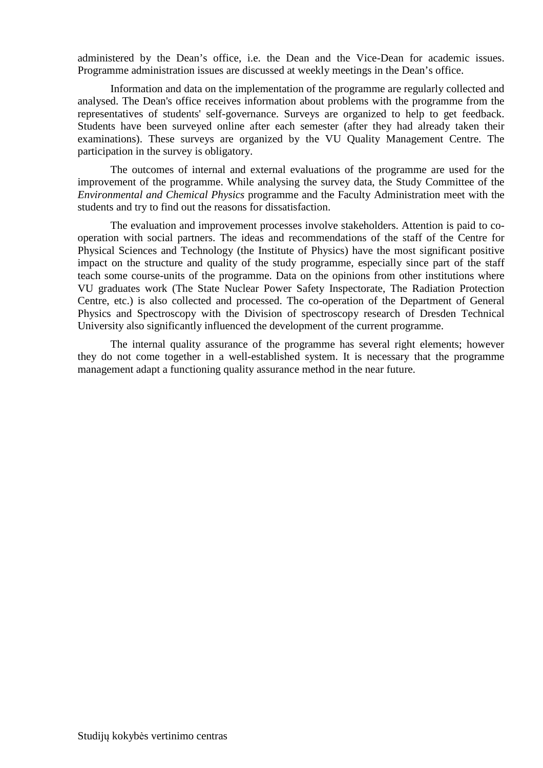administered by the Dean’s office, i.e. the Dean and the Vice-Dean for academic issues. Programme administration issues are discussed at weekly meetings in the Dean’s office.

Information and data on the implementation of the programme are regularly collected and analysed. The Dean's office receives information about problems with the programme from the representatives of students' self-governance. Surveys are organized to help to get feedback. Students have been surveyed online after each semester (after they had already taken their examinations). These surveys are organized by the VU Quality Management Centre. The participation in the survey is obligatory.

The outcomes of internal and external evaluations of the programme are used for the improvement of the programme. While analysing the survey data, the Study Committee of the *Environmental and Chemical Physics* programme and the Faculty Administration meet with the students and try to find out the reasons for dissatisfaction.

The evaluation and improvement processes involve stakeholders. Attention is paid to co-operation with social partners. The ideas and recommendations of the staff of the Centre for Physical Sciences and Technology (the Institute of Physics) have the most significant positive impact on the structure and quality of the study programme, especially since part of the staff teach some course-units of the programme. Data on the opinions from other institutions where VU graduates work (The State Nuclear Power Safety Inspectorate, The Radiation Protection Centre, etc.) is also collected and processed. The co-operation of the Department of General Physics and Spectroscopy with the Division of spectroscopy research of Dresden Technical University also significantly influenced the development of the current programme.

The internal quality assurance of the programme has several right elements; however they do not come together in a well-established system. It is necessary that the programme management adapt a functioning quality assurance method in the near future.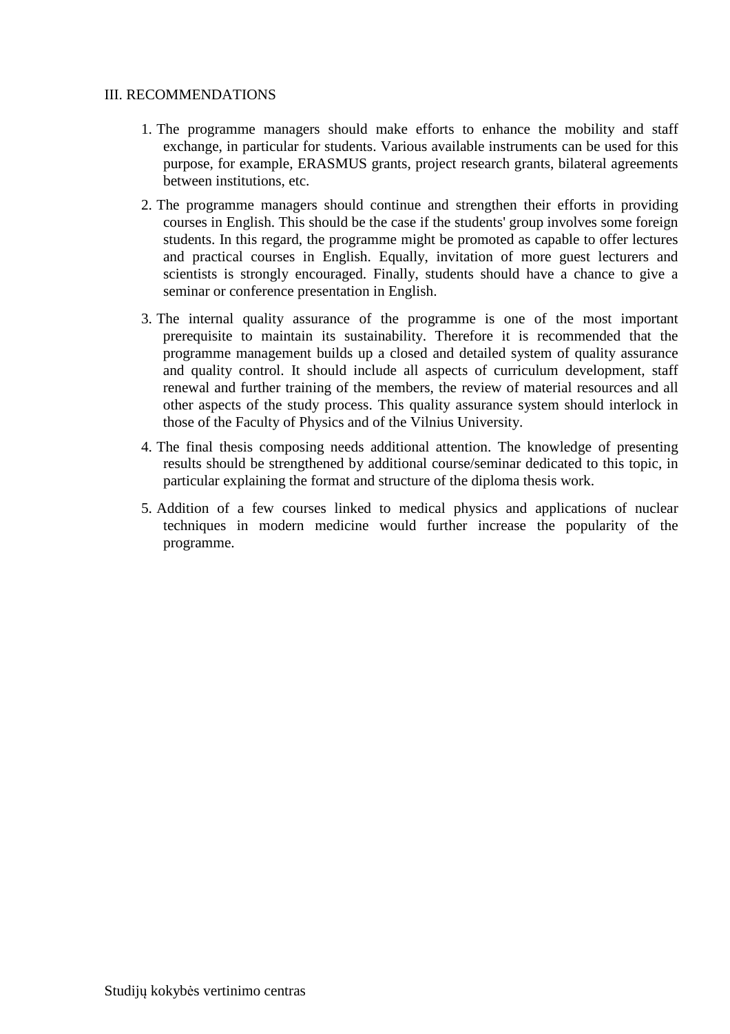## III. RECOMMENDATIONS

1. The programme managers should make efforts to enhance the mobility and staff exchange, in particular for students. Various available instruments can be used for this purpose, for example, ERASMUS grants, project research grants, bilateral agreements between institutions, etc.

2. The programme managers should continue and strengthen their efforts in providing courses in English. This should be the case if the students' group involves some foreign students. In this regard, the programme might be promoted as capable to offer lectures and practical courses in English. Equally, invitation of more guest lecturers and scientists is strongly encouraged. Finally, students should have a chance to give a seminar or conference presentation in English.

3. The internal quality assurance of the programme is one of the most important prerequisite to maintain its sustainability. Therefore it is recommended that the programme management builds up a closed and detailed system of quality assurance and quality control. It should include all aspects of curriculum development, staff renewal and further training of the members, the review of material resources and all other aspects of the study process. This quality assurance system should interlock in those of the Faculty of Physics and of the Vilnius University.

4. The final thesis composing needs additional attention. The knowledge of presenting results should be strengthened by additional course/seminar dedicated to this topic, in particular explaining the format and structure of the diploma thesis work.

5. Addition of a few courses linked to medical physics and applications of nuclear techniques in modern medicine would further increase the popularity of the programme.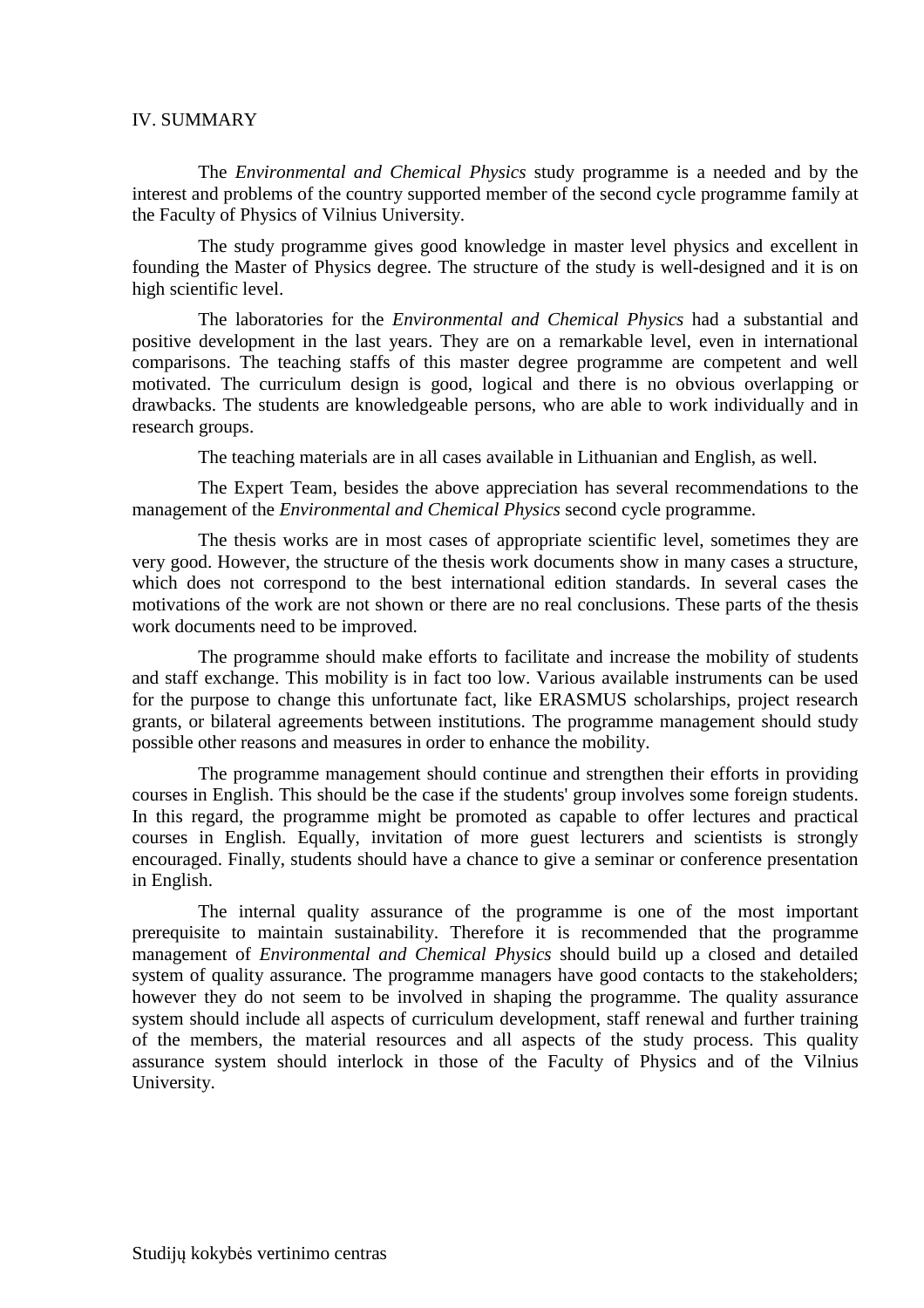## IV. SUMMARY

The *Environmental and Chemical Physics* study programme is a needed and by the interest and problems of the country supported member of the second cycle programme family at the Faculty of Physics of Vilnius University.

The study programme gives good knowledge in master level physics and excellent in founding the Master of Physics degree. The structure of the study is well-designed and it is on high scientific level.

The laboratories for the *Environmental and Chemical Physics* had a substantial and positive development in the last years. They are on a remarkable level, even in international comparisons. The teaching staffs of this master degree programme are competent and well motivated. The curriculum design is good, logical and there is no obvious overlapping or drawbacks. The students are knowledgeable persons, who are able to work individually and in research groups.

The teaching materials are in all cases available in Lithuanian and English, as well.

The Expert Team, besides the above appreciation has several recommendations to the management of the *Environmental and Chemical Physics* second cycle programme.

The thesis works are in most cases of appropriate scientific level, sometimes they are very good. However, the structure of the thesis work documents show in many cases a structure, which does not correspond to the best international edition standards. In several cases the motivations of the work are not shown or there are no real conclusions. These parts of the thesis work documents need to be improved.

The programme should make efforts to facilitate and increase the mobility of students and staff exchange. This mobility is in fact too low. Various available instruments can be used for the purpose to change this unfortunate fact, like ERASMUS scholarships, project research grants, or bilateral agreements between institutions. The programme management should study possible other reasons and measures in order to enhance the mobility.

The programme management should continue and strengthen their efforts in providing courses in English. This should be the case if the students' group involves some foreign students. In this regard, the programme might be promoted as capable to offer lectures and practical courses in English. Equally, invitation of more guest lecturers and scientists is strongly encouraged. Finally, students should have a chance to give a seminar or conference presentation in English.

The internal quality assurance of the programme is one of the most important prerequisite to maintain sustainability. Therefore it is recommended that the programme management of *Environmental and Chemical Physics* should build up a closed and detailed system of quality assurance. The programme managers have good contacts to the stakeholders; however they do not seem to be involved in shaping the programme. The quality assurance system should include all aspects of curriculum development, staff renewal and further training of the members, the material resources and all aspects of the study process. This quality assurance system should interlock in those of the Faculty of Physics and of the Vilnius University.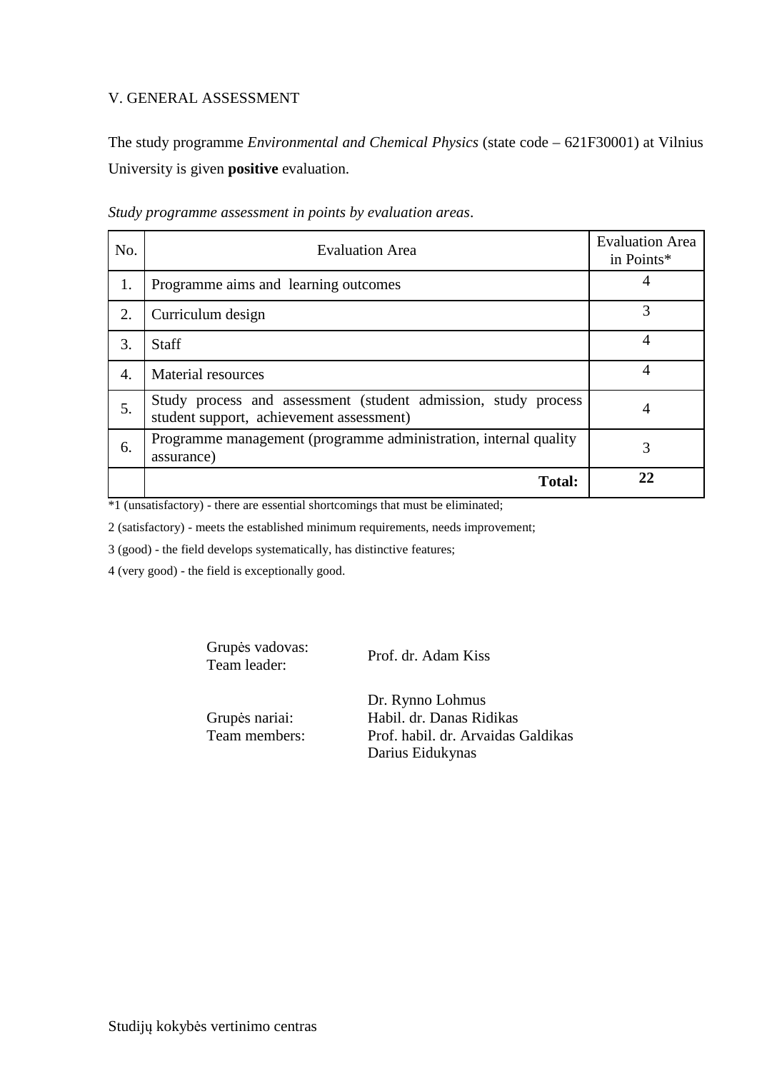## V. GENERAL ASSESSMENT

The study programme *Environmental and Chemical Physics* (state code – 621F30001) at Vilnius University is given **positive** evaluation.

*Study programme assessment in points by evaluation areas*.

| No. | Evaluation Area | Evaluation Area in Points* |
|---|---|---|
| 1. | Programme aims and learning outcomes | 4 |
| 2. | Curriculum design | 3 |
| 3. | Staff | 4 |
| 4. | Material resources | 4 |
| 5. | Study process and assessment (student admission, study process student support, achievement assessment) | 4 |
| 6. | Programme management (programme administration, internal quality assurance) | 3 |
| | **Total:** | **22** |

*1 (unsatisfactory) - there are essential shortcomings that must be eliminated;

2 (satisfactory) - meets the established minimum requirements, needs improvement;

3 (good) - the field develops systematically, has distinctive features;

4 (very good) - the field is exceptionally good.

Grupės vadovas:
Team leader: Prof. dr. Adam Kiss

Grupės nariai:
Team members:
Dr. Rynno Lohmus
Habil. dr. Danas Ridikas
Prof. habil. dr. Arvaidas Galdikas
Darius Eidukynas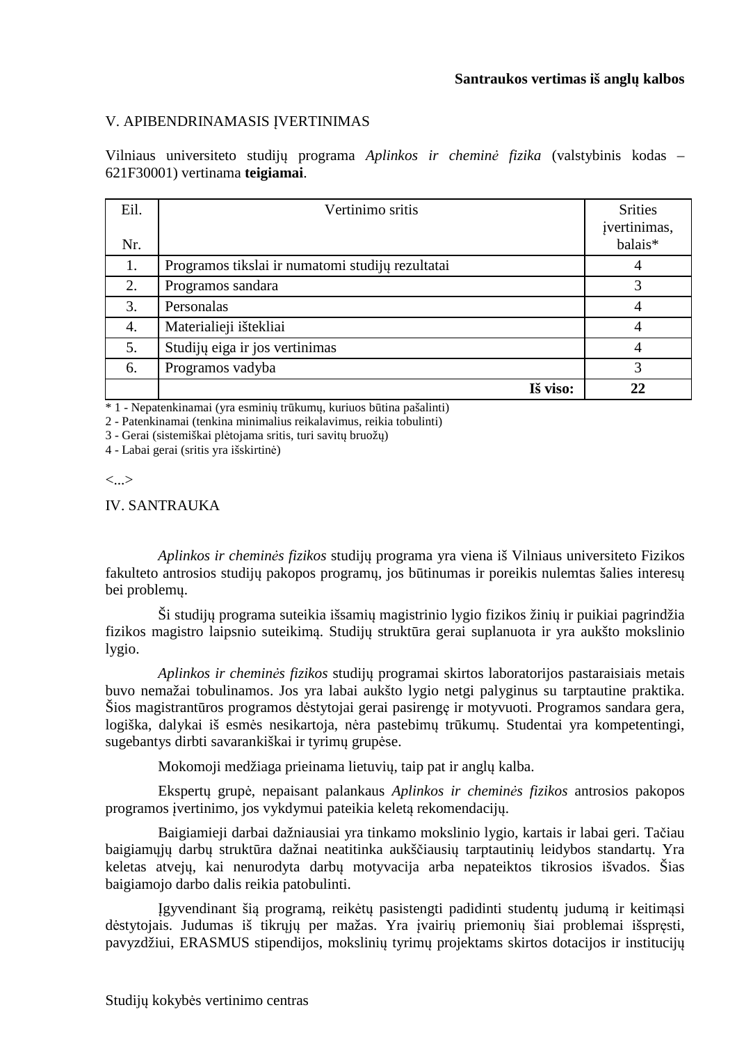**Santraukos vertimas iš anglų kalbos**

V. APIBENDRINAMASIS ĮVERTINIMAS

Vilniaus universiteto studijų programa *Aplinkos ir cheminė fizika* (valstybinis kodas – 621F30001) vertinama **teigiamai**.

| Eil. Nr. | Vertinimo sritis | Srities įvertinimas, balais* |
|---|---|---|
| 1. | Programos tikslai ir numatomi studijų rezultatai | 4 |
| 2. | Programos sandara | 3 |
| 3. | Personalas | 4 |
| 4. | Materialieji ištekliai | 4 |
| 5. | Studijų eiga ir jos vertinimas | 4 |
| 6. | Programos vadyba | 3 |
| | **Iš viso:** | **22** |

\* 1 - Nepatenkinamai (yra esminių trūkumų, kuriuos būtina pašalinti)
2 - Patenkinamai (tenkina minimalius reikalavimus, reikia tobulinti)
3 - Gerai (sistemiškai plėtojama sritis, turi savitų bruožų)
4 - Labai gerai (sritis yra išskirtinė)

<...>

IV. SANTRAUKA

*Aplinkos ir cheminės fizikos* studijų programa yra viena iš Vilniaus universiteto Fizikos fakulteto antrosios studijų pakopos programų, jos būtinumas ir poreikis nulemtas šalies interesų bei problemų.

Ši studijų programa suteikia išsamių magistrinio lygio fizikos žinių ir puikiai pagrindžia fizikos magistro laipsnio suteikimą. Studijų struktūra gerai suplanuota ir yra aukšto mokslinio lygio.

*Aplinkos ir cheminės fizikos* studijų programai skirtos laboratorijos pastaraisiais metais buvo nemažai tobulinamos. Jos yra labai aukšto lygio netgi palyginus su tarptautine praktika. Šios magistrantūros programos dėstytojai gerai pasirengę ir motyvuoti. Programos sandara gera, logiška, dalykai iš esmės nesikartoja, nėra pastebimų trūkumų. Studentai yra kompetentingi, sugebantys dirbti savarankiškai ir tyrimų grupėse.

Mokomoji medžiaga prieinama lietuvių, taip pat ir anglų kalba.

Ekspertų grupė, nepaisant palankaus *Aplinkos ir cheminės fizikos* antrosios pakopos programos įvertinimo, jos vykdymui pateikia keletą rekomendacijų.

Baigiamieji darbai dažniausiai yra tinkamo mokslinio lygio, kartais ir labai geri. Tačiau baigiamųjų darbų struktūra dažnai neatitinka aukščiausių tarptautinių leidybos standartų. Yra keletas atvejų, kai nenurodyta darbų motyvacija arba nepateiktos tikrosios išvados. Šias baigiamojo darbo dalis reikia patobulinti.

Įgyvendinant šią programą, reikėtų pasistengti padidinti studentų judumą ir keitimąsi dėstytojais. Judumas iš tikrųjų per mažas. Yra įvairių priemonių šiai problemai išspręsti, pavyzdžiui, ERASMUS stipendijos, mokslinių tyrimų projektams skirtos dotacijos ir institucijų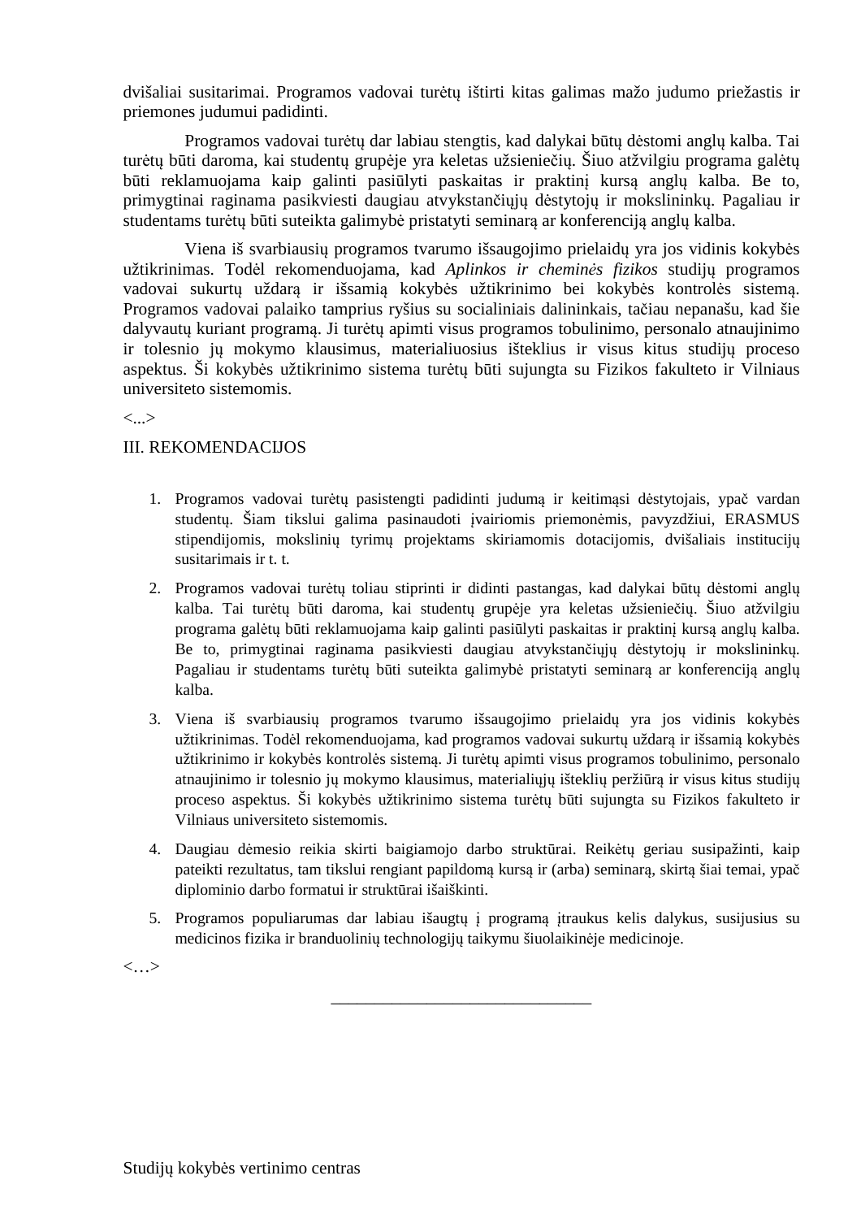dvišaliai susitarimai. Programos vadovai turėtų ištirti kitas galimas mažo judumo priežastis ir priemones judumui padidinti.

Programos vadovai turėtų dar labiau stengtis, kad dalykai būtų dėstomi anglų kalba. Tai turėtų būti daroma, kai studentų grupėje yra keletas užsieniečių. Šiuo atžvilgiu programa galėtų būti reklamuojama kaip galinti pasiūlyti paskaitas ir praktinį kursą anglų kalba. Be to, primygtinai raginama pasikviesti daugiau atvykstančiųjų dėstytojų ir mokslininkų. Pagaliau ir studentams turėtų būti suteikta galimybė pristatyti seminarą ar konferenciją anglų kalba.

Viena iš svarbiausių programos tvarumo išsaugojimo prielaidų yra jos vidinis kokybės užtikrinimas. Todėl rekomenduojama, kad *Aplinkos ir cheminės fizikos* studijų programos vadovai sukurtų uždarą ir išsamią kokybės užtikrinimo bei kokybės kontrolės sistemą. Programos vadovai palaiko tamprius ryšius su socialiniais dalininkais, tačiau nepanašu, kad šie dalyvautų kuriant programą. Ji turėtų apimti visus programos tobulinimo, personalo atnaujinimo ir tolesnio jų mokymo klausimus, materialiuosius išteklius ir visus kitus studijų proceso aspektus. Ši kokybės užtikrinimo sistema turėtų būti sujungta su Fizikos fakulteto ir Vilniaus universiteto sistemomis.

<...>

III. REKOMENDACIJOS

1. Programos vadovai turėtų pasistengti padidinti judumą ir keitimąsi dėstytojais, ypač vardan studentų. Šiam tikslui galima pasinaudoti įvairiomis priemonėmis, pavyzdžiui, ERASMUS stipendijomis, mokslinių tyrimų projektams skiriamomis dotacijomis, dvišaliais institucijų susitarimais ir t. t.
2. Programos vadovai turėtų toliau stiprinti ir didinti pastangas, kad dalykai būtų dėstomi anglų kalba. Tai turėtų būti daroma, kai studentų grupėje yra keletas užsieniečių. Šiuo atžvilgiu programa galėtų būti reklamuojama kaip galinti pasiūlyti paskaitas ir praktinį kursą anglų kalba. Be to, primygtinai raginama pasikviesti daugiau atvykstančiųjų dėstytojų ir mokslininkų. Pagaliau ir studentams turėtų būti suteikta galimybė pristatyti seminarą ar konferenciją anglų kalba.
3. Viena iš svarbiausių programos tvarumo išsaugojimo prielaidų yra jos vidinis kokybės užtikrinimas. Todėl rekomenduojama, kad programos vadovai sukurtų uždarą ir išsamią kokybės užtikrinimo ir kokybės kontrolės sistemą. Ji turėtų apimti visus programos tobulinimo, personalo atnaujinimo ir tolesnio jų mokymo klausimus, materialiųjų išteklių peržiūrą ir visus kitus studijų proceso aspektus. Ši kokybės užtikrinimo sistema turėtų būti sujungta su Fizikos fakulteto ir Vilniaus universiteto sistemomis.
4. Daugiau dėmesio reikia skirti baigiamojo darbo struktūrai. Reikėtų geriau susipažinti, kaip pateikti rezultatus, tam tikslui rengiant papildomą kursą ir (arba) seminarą, skirtą šiai temai, ypač diplominio darbo formatui ir struktūrai išaiškinti.
5. Programos populiarumas dar labiau išaugtų į programą įtraukus kelis dalykus, susijusius su medicinos fizika ir branduolinių technologijų taikymu šiuolaikinėje medicinoje.

<…>

______________________________